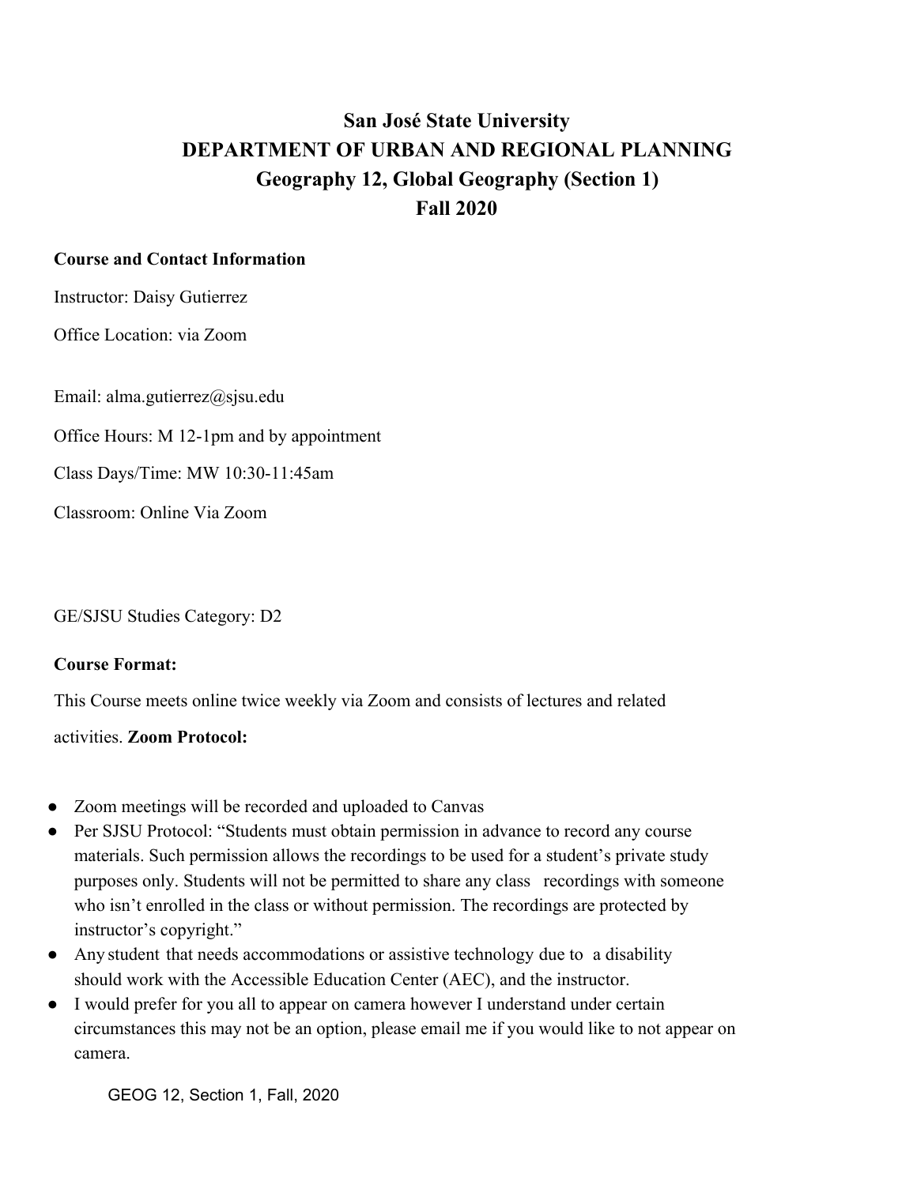# San José State University
# DEPARTMENT OF URBAN AND REGIONAL PLANNING
# Geography 12, Global Geography (Section 1)
# Fall 2020

**Course and Contact Information**

Instructor: Daisy Gutierrez

Office Location: via Zoom

Email: alma.gutierrez@sjsu.edu

Office Hours: M 12-1pm and by appointment

Class Days/Time: MW 10:30-11:45am

Classroom: Online Via Zoom

GE/SJSU Studies Category: D2

**Course Format:**

This Course meets online twice weekly via Zoom and consists of lectures and related activities. **Zoom Protocol:**

- Zoom meetings will be recorded and uploaded to Canvas
- Per SJSU Protocol: "Students must obtain permission in advance to record any course materials. Such permission allows the recordings to be used for a student's private study purposes only. Students will not be permitted to share any class recordings with someone who isn't enrolled in the class or without permission. The recordings are protected by instructor's copyright."
- Any student that needs accommodations or assistive technology due to a disability should work with the Accessible Education Center (AEC), and the instructor.
- I would prefer for you all to appear on camera however I understand under certain circumstances this may not be an option, please email me if you would like to not appear on camera.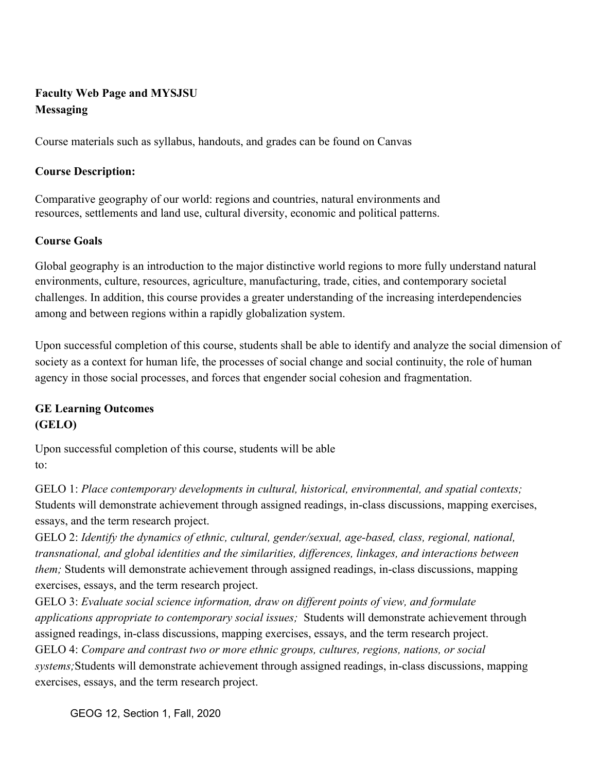## Faculty Web Page and MYSJSU Messaging

Course materials such as syllabus, handouts, and grades can be found on Canvas

## Course Description:

Comparative geography of our world: regions and countries, natural environments and resources, settlements and land use, cultural diversity, economic and political patterns.

## Course Goals

Global geography is an introduction to the major distinctive world regions to more fully understand natural environments, culture, resources, agriculture, manufacturing, trade, cities, and contemporary societal challenges. In addition, this course provides a greater understanding of the increasing interdependencies among and between regions within a rapidly globalization system.

Upon successful completion of this course, students shall be able to identify and analyze the social dimension of society as a context for human life, the processes of social change and social continuity, the role of human agency in those social processes, and forces that engender social cohesion and fragmentation.

## GE Learning Outcomes (GELO)

Upon successful completion of this course, students will be able to:

GELO 1: *Place contemporary developments in cultural, historical, environmental, and spatial contexts;* Students will demonstrate achievement through assigned readings, in-class discussions, mapping exercises, essays, and the term research project.

GELO 2: *Identify the dynamics of ethnic, cultural, gender/sexual, age-based, class, regional, national, transnational, and global identities and the similarities, differences, linkages, and interactions between them;* Students will demonstrate achievement through assigned readings, in-class discussions, mapping exercises, essays, and the term research project.

GELO 3: *Evaluate social science information, draw on different points of view, and formulate applications appropriate to contemporary social issues;* Students will demonstrate achievement through assigned readings, in-class discussions, mapping exercises, essays, and the term research project.

GELO 4: *Compare and contrast two or more ethnic groups, cultures, regions, nations, or social systems;* Students will demonstrate achievement through assigned readings, in-class discussions, mapping exercises, essays, and the term research project.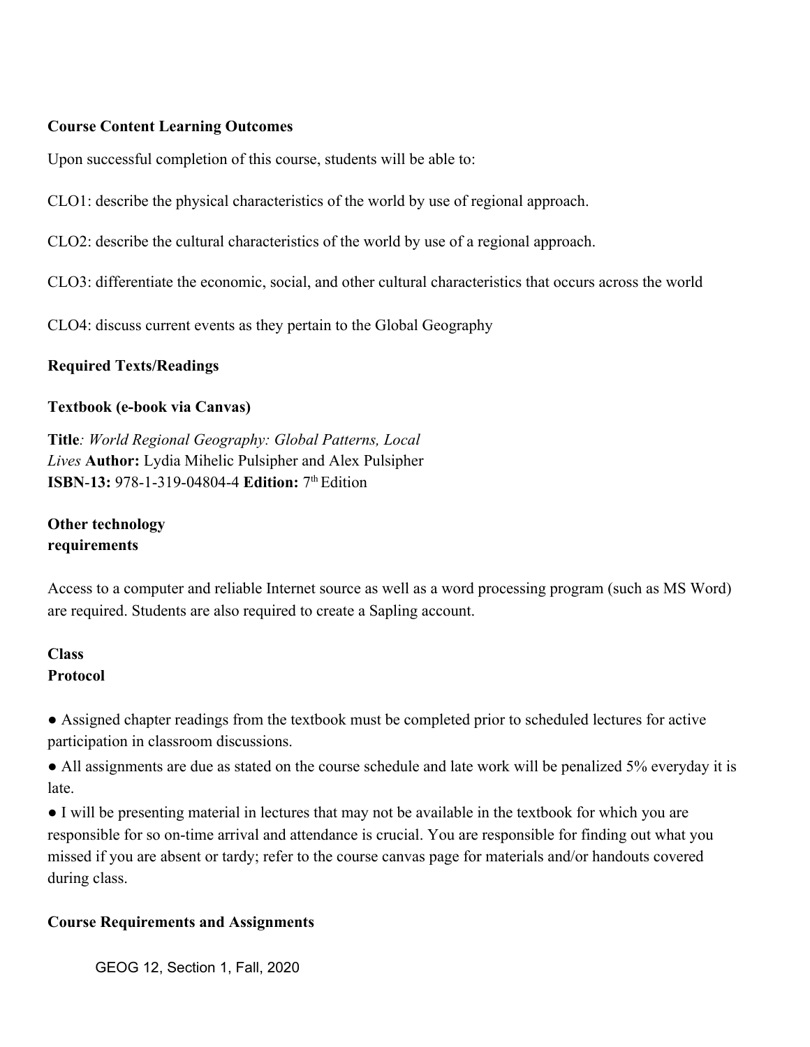**Course Content Learning Outcomes**

Upon successful completion of this course, students will be able to:

CLO1: describe the physical characteristics of the world by use of regional approach.

CLO2: describe the cultural characteristics of the world by use of a regional approach.

CLO3: differentiate the economic, social, and other cultural characteristics that occurs across the world

CLO4: discuss current events as they pertain to the Global Geography

**Required Texts/Readings**

**Textbook (e-book via Canvas)**

**Title**: *World Regional Geography: Global Patterns, Local Lives* **Author:** Lydia Mihelic Pulsipher and Alex Pulsipher
**ISBN-13:** 978-1-319-04804-4 **Edition:** 7th Edition

**Other technology requirements**

Access to a computer and reliable Internet source as well as a word processing program (such as MS Word) are required. Students are also required to create a Sapling account.

**Class Protocol**

● Assigned chapter readings from the textbook must be completed prior to scheduled lectures for active participation in classroom discussions.

● All assignments are due as stated on the course schedule and late work will be penalized 5% everyday it is late.

● I will be presenting material in lectures that may not be available in the textbook for which you are responsible for so on-time arrival and attendance is crucial. You are responsible for finding out what you missed if you are absent or tardy; refer to the course canvas page for materials and/or handouts covered during class.

**Course Requirements and Assignments**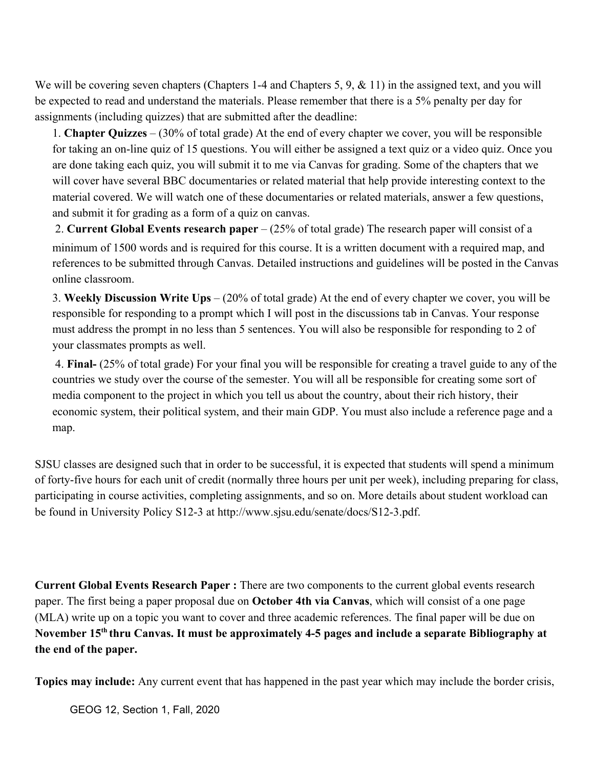We will be covering seven chapters (Chapters 1-4 and Chapters 5, 9, & 11) in the assigned text, and you will be expected to read and understand the materials. Please remember that there is a 5% penalty per day for assignments (including quizzes) that are submitted after the deadline:

1. **Chapter Quizzes** – (30% of total grade) At the end of every chapter we cover, you will be responsible for taking an on-line quiz of 15 questions. You will either be assigned a text quiz or a video quiz. Once you are done taking each quiz, you will submit it to me via Canvas for grading. Some of the chapters that we will cover have several BBC documentaries or related material that help provide interesting context to the material covered. We will watch one of these documentaries or related materials, answer a few questions, and submit it for grading as a form of a quiz on canvas.
2. **Current Global Events research paper** – (25% of total grade) The research paper will consist of a minimum of 1500 words and is required for this course. It is a written document with a required map, and references to be submitted through Canvas. Detailed instructions and guidelines will be posted in the Canvas online classroom.
3. **Weekly Discussion Write Ups** – (20% of total grade) At the end of every chapter we cover, you will be responsible for responding to a prompt which I will post in the discussions tab in Canvas. Your response must address the prompt in no less than 5 sentences. You will also be responsible for responding to 2 of your classmates prompts as well.
4. **Final-** (25% of total grade) For your final you will be responsible for creating a travel guide to any of the countries we study over the course of the semester. You will all be responsible for creating some sort of media component to the project in which you tell us about the country, about their rich history, their economic system, their political system, and their main GDP. You must also include a reference page and a map.

SJSU classes are designed such that in order to be successful, it is expected that students will spend a minimum of forty-five hours for each unit of credit (normally three hours per unit per week), including preparing for class, participating in course activities, completing assignments, and so on. More details about student workload can be found in University Policy S12-3 at http://www.sjsu.edu/senate/docs/S12-3.pdf.

**Current Global Events Research Paper :** There are two components to the current global events research paper. The first being a paper proposal due on **October 4th via Canvas**, which will consist of a one page (MLA) write up on a topic you want to cover and three academic references. The final paper will be due on **November 15th thru Canvas. It must be approximately 4-5 pages and include a separate Bibliography at the end of the paper.**

**Topics may include:** Any current event that has happened in the past year which may include the border crisis,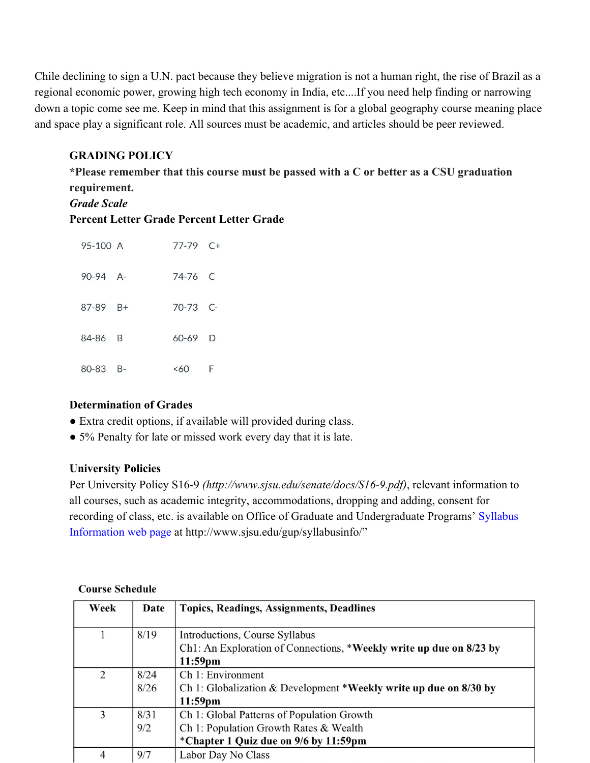Chile declining to sign a U.N. pact because they believe migration is not a human right, the rise of Brazil as a regional economic power, growing high tech economy in India, etc....If you need help finding or narrowing down a topic come see me. Keep in mind that this assignment is for a global geography course meaning place and space play a significant role. All sources must be academic, and articles should be peer reviewed.

### GRADING POLICY

**\*Please remember that this course must be passed with a C or better as a CSU graduation requirement.**

***Grade Scale***

**Percent Letter Grade Percent Letter Grade**

| | | | |
|---|---|---|---|
| 95-100 | A | 77-79 | C+ |
| 90-94 | A- | 74-76 | C |
| 87-89 | B+ | 70-73 | C- |
| 84-86 | B | 60-69 | D |
| 80-83 | B- | <60 | F |

### Determination of Grades

- Extra credit options, if available will provided during class.
- 5% Penalty for late or missed work every day that it is late.

### University Policies

Per University Policy S16-9 *(http://www.sjsu.edu/senate/docs/S16-9.pdf)*, relevant information to all courses, such as academic integrity, accommodations, dropping and adding, consent for recording of class, etc. is available on Office of Graduate and Undergraduate Programs' Syllabus Information web page at http://www.sjsu.edu/gup/syllabusinfo/"

### Course Schedule

| Week | Date | Topics, Readings, Assignments, Deadlines |
|---|---|---|
| 1 | 8/19 | Introductions, Course Syllabus<br>Ch1: An Exploration of Connections, ***Weekly write up due on 8/23 by 11:59pm** |
| 2 | 8/24<br>8/26 | Ch 1: Environment<br>Ch 1: Globalization & Development ***Weekly write up due on 8/30 by 11:59pm** |
| 3 | 8/31<br>9/2 | Ch 1: Global Patterns of Population Growth<br>Ch 1: Population Growth Rates & Wealth<br>***Chapter 1 Quiz due on 9/6 by 11:59pm** |
| 4 | 9/7 | Labor Day No Class |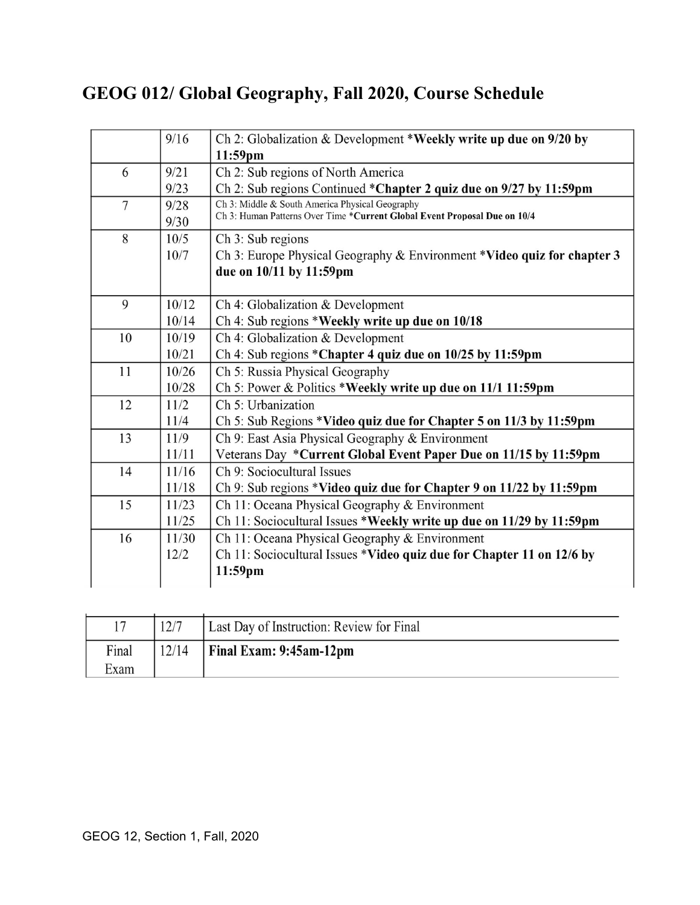# GEOG 012/ Global Geography, Fall 2020, Course Schedule

| | | |
|---|---|---|
| | 9/16 | Ch 2: Globalization & Development ***Weekly write up due on 9/20 by 11:59pm** |
| 6 | 9/21<br>9/23 | Ch 2: Sub regions of North America<br>Ch 2: Sub regions Continued ***Chapter 2 quiz due on 9/27 by 11:59pm** |
| 7 | 9/28<br>9/30 | Ch 3: Middle & South America Physical Geography<br>Ch 3: Human Patterns Over Time ***Current Global Event Proposal Due on 10/4** |
| 8 | 10/5<br>10/7 | Ch 3: Sub regions<br>Ch 3: Europe Physical Geography & Environment ***Video quiz for chapter 3 due on 10/11 by 11:59pm** |
| 9 | 10/12<br>10/14 | Ch 4: Globalization & Development<br>Ch 4: Sub regions ***Weekly write up due on 10/18** |
| 10 | 10/19<br>10/21 | Ch 4: Globalization & Development<br>Ch 4: Sub regions ***Chapter 4 quiz due on 10/25 by 11:59pm** |
| 11 | 10/26<br>10/28 | Ch 5: Russia Physical Geography<br>Ch 5: Power & Politics ***Weekly write up due on 11/1 11:59pm** |
| 12 | 11/2<br>11/4 | Ch 5: Urbanization<br>Ch 5: Sub Regions ***Video quiz due for Chapter 5 on 11/3 by 11:59pm** |
| 13 | 11/9<br>11/11 | Ch 9: East Asia Physical Geography & Environment<br>Veterans Day ***Current Global Event Paper Due on 11/15 by 11:59pm** |
| 14 | 11/16<br>11/18 | Ch 9: Sociocultural Issues<br>Ch 9: Sub regions ***Video quiz due for Chapter 9 on 11/22 by 11:59pm** |
| 15 | 11/23<br>11/25 | Ch 11: Oceana Physical Geography & Environment<br>Ch 11: Sociocultural Issues ***Weekly write up due on 11/29 by 11:59pm** |
| 16 | 11/30<br>12/2 | Ch 11: Oceana Physical Geography & Environment<br>Ch 11: Sociocultural Issues ***Video quiz due for Chapter 11 on 12/6 by 11:59pm** |
| 17 | 12/7 | Last Day of Instruction: Review for Final |
| Final Exam | 12/14 | **Final Exam: 9:45am-12pm** |